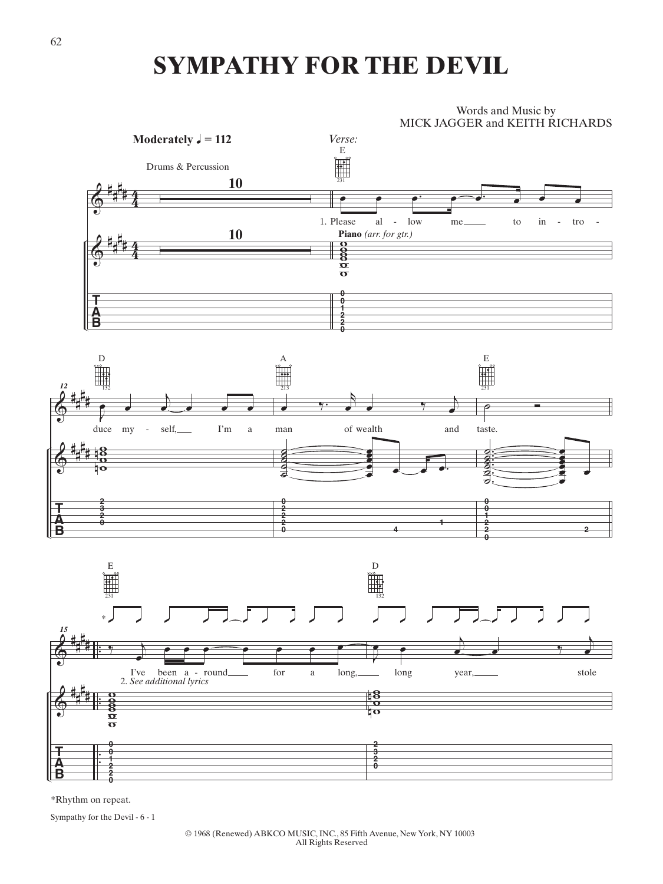# SYMPATHY FOR THE DEVIL

Words and Music by
MICK JAGGER and KEITH RICHARDS

**Moderately** ♩ = 112

*Verse:*

Drums & Percussion

1. Please al - low me to in - tro - duce my - self, I'm a man of wealth and taste.

**Piano** *(arr. for gtr.)*

I've been a - round for a long, long year, stole

2. *See additional lyrics*

*Rhythm on repeat.

© 1968 (Renewed) ABKCO MUSIC, INC., 85 Fifth Avenue, New York, NY 10003
All Rights Reserved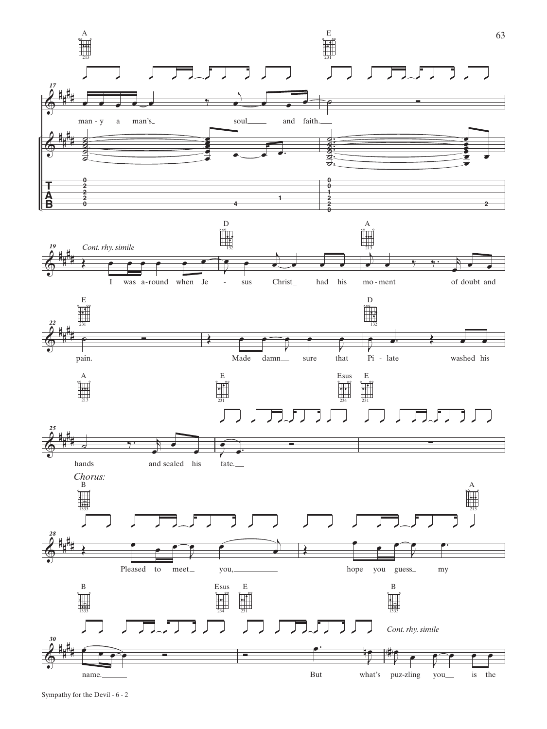A E

17

many-y a man's soul and faith.

D A

19 *Cont. rhy. simile*

I was a-round when Je - sus Christ had his mo-ment of doubt and

E D

22

pain. Made damn sure that Pi - late washed his

A E Esus E

25

hands and sealed his fate.

*Chorus:*

B A

28

Pleased to meet you, hope you guess my

B Esus E B

30 *Cont. rhy. simile*

name. But what's puz-zling you is the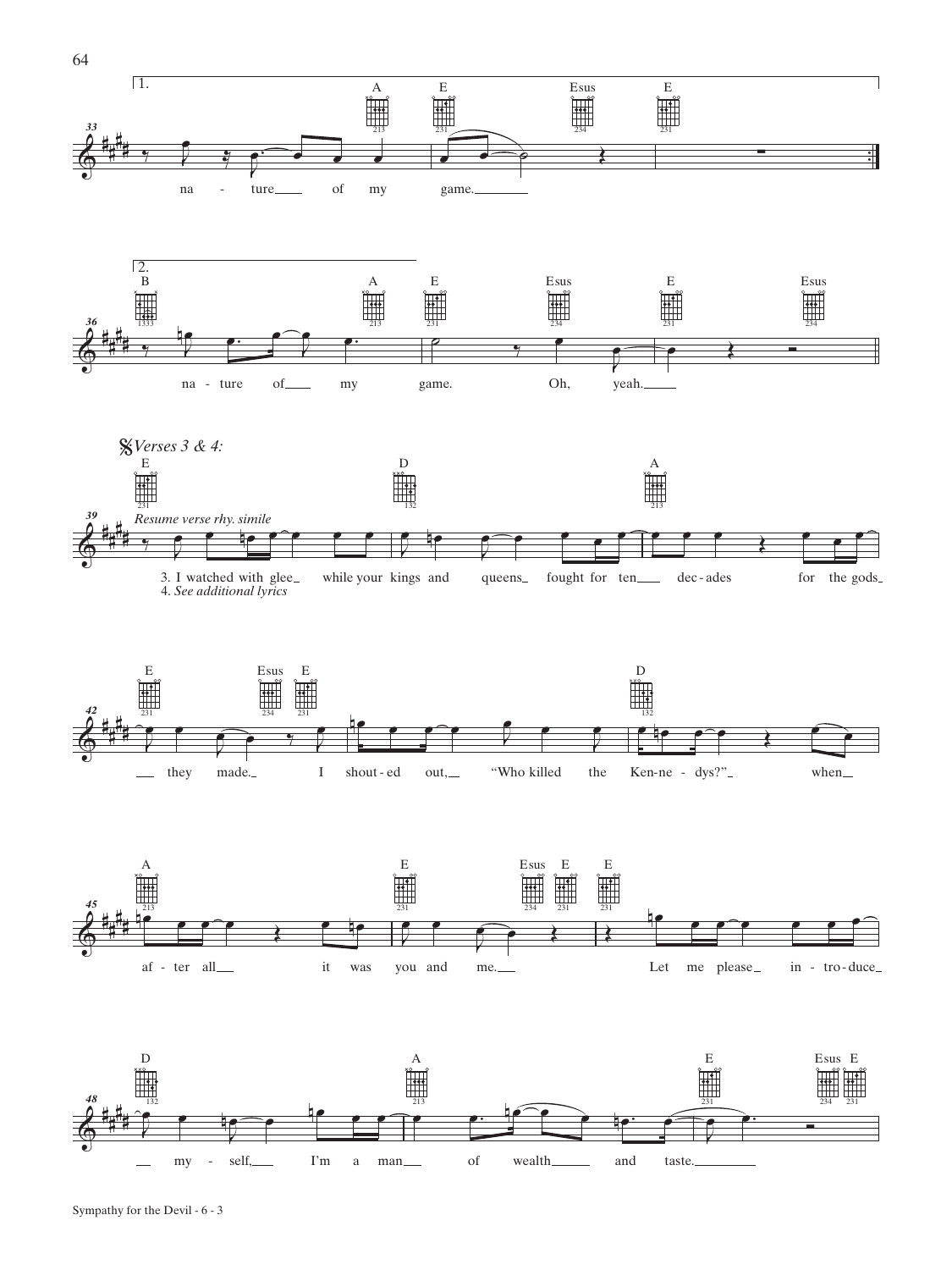1.

A E Esus E

na - ture of my game.

2.

B A E Esus E Esus

na - ture of my game. Oh, yeah.

*Verses 3 & 4:*

E D A

*Resume verse rhy. simile*

3. I watched with glee while your kings and queens fought for ten dec - ades for the gods
4. *See additional lyrics*

E Esus E D

they made. I shout - ed out, "Who killed the Ken - ne - dys?" when

A E Esus E E

af - ter all it was you and me. Let me please in - tro - duce

D A E Esus E

my - self, I'm a man of wealth and taste.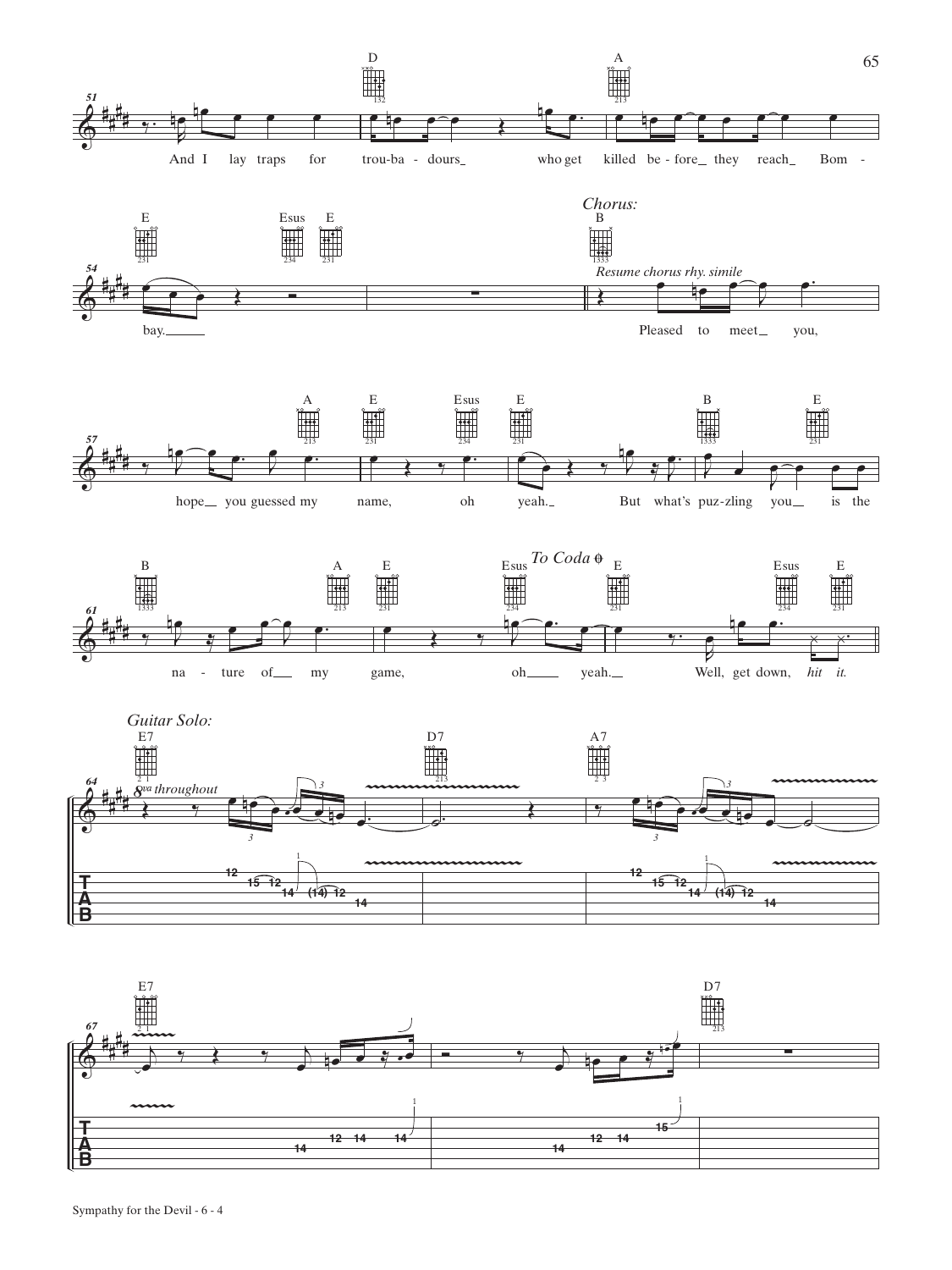D A

And I lay traps for trou-ba - dours_ who get killed be - fore_ they reach_ Bom -

E Esus E

bay._____

*Chorus:*

B

*Resume chorus rhy. simile*

Pleased to meet_ you,

A E Esus E B E

hope_ you guessed my name, oh yeah._ But what's puz-zling you_ is the

B A E Esus *To Coda* E Esus E

na - ture of___ my game, oh____ yeah.__ Well, get down, *hit it.*

*Guitar Solo:*

E7 D7 A7

*8va throughout*

E7 D7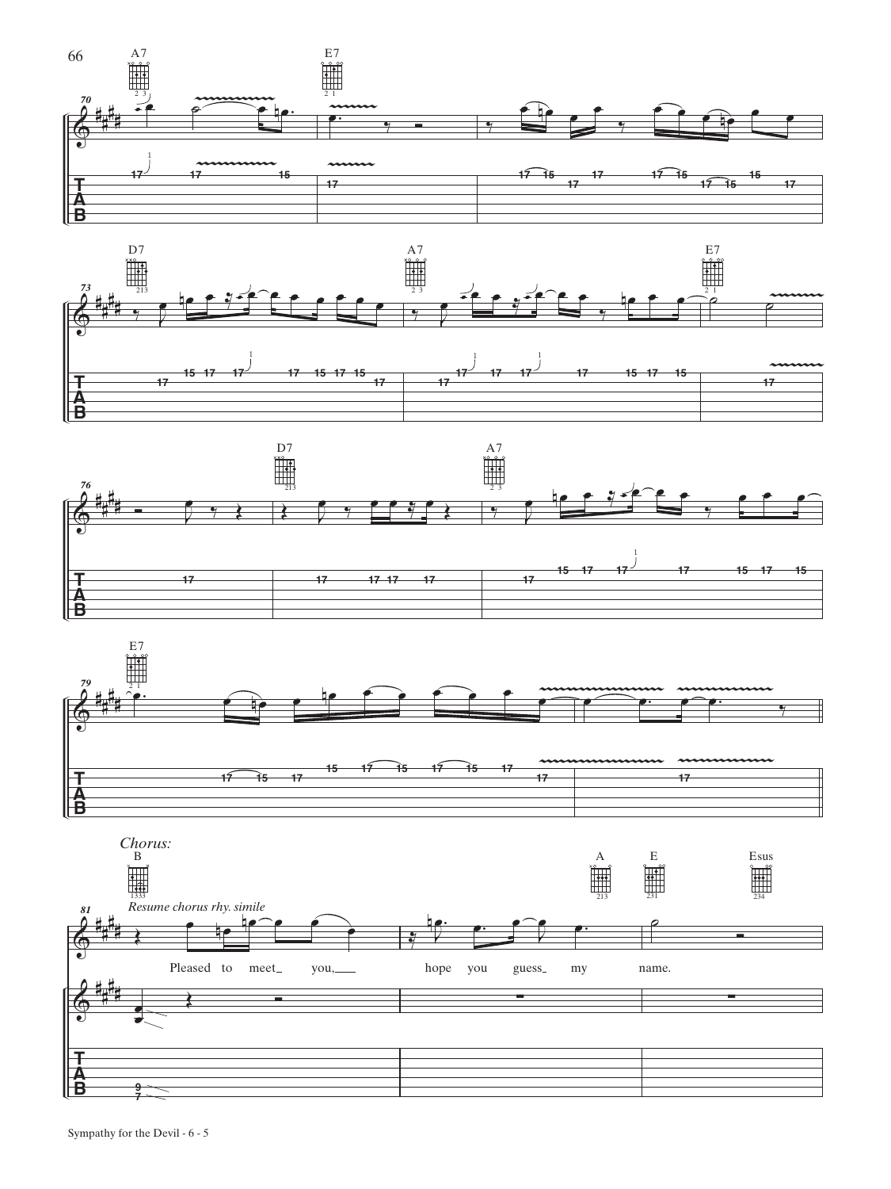**Chorus:**

*Resume chorus rhy. simile*

Pleased to meet you, hope you guess my name.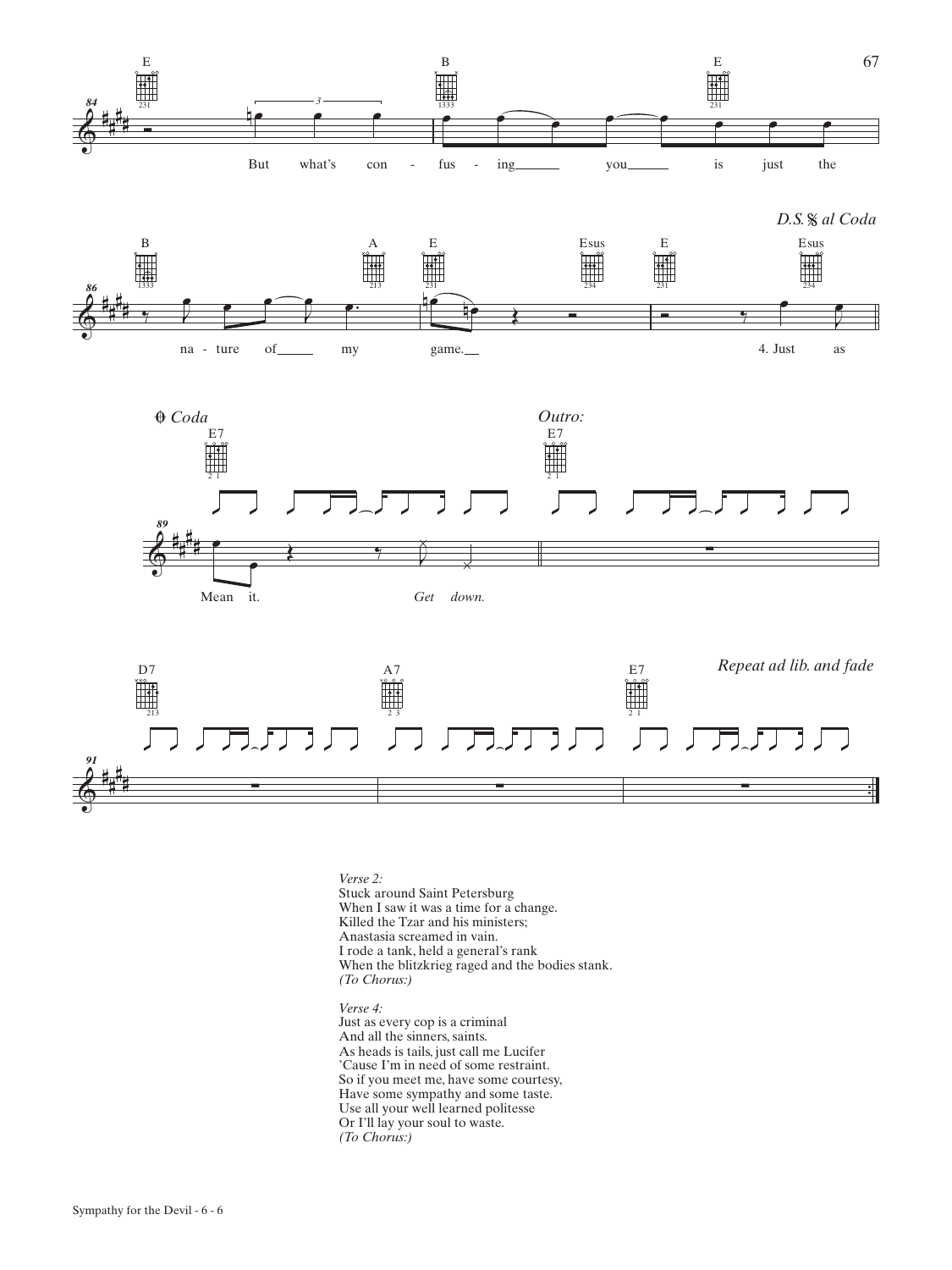*Verse 2:*
Stuck around Saint Petersburg
When I saw it was a time for a change.
Killed the Tzar and his ministers;
Anastasia screamed in vain.
I rode a tank, held a general's rank
When the blitzkrieg raged and the bodies stank.
*(To Chorus:)*

*Verse 4:*
Just as every cop is a criminal
And all the sinners, saints.
As heads is tails, just call me Lucifer
'Cause I'm in need of some restraint.
So if you meet me, have some courtesy,
Have some sympathy and some taste.
Use all your well learned politesse
Or I'll lay your soul to waste.
*(To Chorus:)*